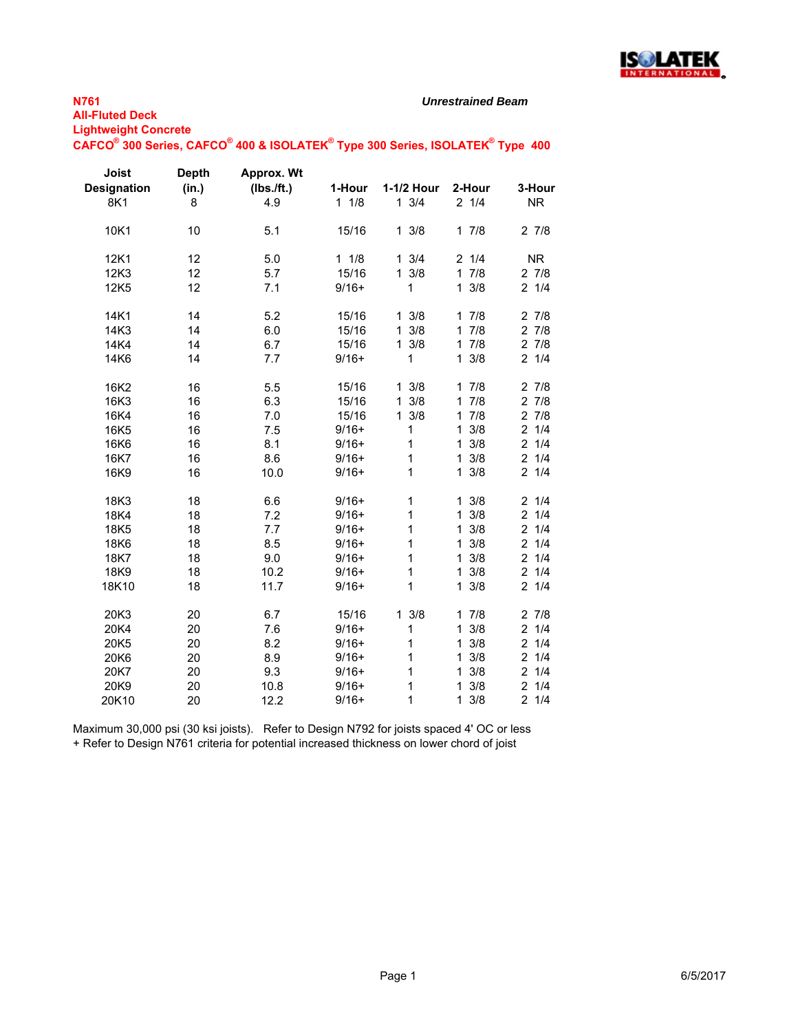**N761**
**All-Fluted Deck**
**Lightweight Concrete**
**CAFCO® 300 Series, CAFCO® 400 & ISOLATEK® Type 300 Series, ISOLATEK® Type 400**

***Unrestrained Beam***

| Joist Designation | Depth (in.) | Approx. Wt (lbs./ft.) | 1-Hour | 1-1/2 Hour | 2-Hour | 3-Hour |
|---|---|---|---|---|---|---|
| 8K1 | 8 | 4.9 | 1 1/8 | 1 3/4 | 2 1/4 | NR |
| 10K1 | 10 | 5.1 | 15/16 | 1 3/8 | 1 7/8 | 2 7/8 |
| 12K1 | 12 | 5.0 | 1 1/8 | 1 3/4 | 2 1/4 | NR |
| 12K3 | 12 | 5.7 | 15/16 | 1 3/8 | 1 7/8 | 2 7/8 |
| 12K5 | 12 | 7.1 | 9/16+ | 1 | 1 3/8 | 2 1/4 |
| 14K1 | 14 | 5.2 | 15/16 | 1 3/8 | 1 7/8 | 2 7/8 |
| 14K3 | 14 | 6.0 | 15/16 | 1 3/8 | 1 7/8 | 2 7/8 |
| 14K4 | 14 | 6.7 | 15/16 | 1 3/8 | 1 7/8 | 2 7/8 |
| 14K6 | 14 | 7.7 | 9/16+ | 1 | 1 3/8 | 2 1/4 |
| 16K2 | 16 | 5.5 | 15/16 | 1 3/8 | 1 7/8 | 2 7/8 |
| 16K3 | 16 | 6.3 | 15/16 | 1 3/8 | 1 7/8 | 2 7/8 |
| 16K4 | 16 | 7.0 | 15/16 | 1 3/8 | 1 7/8 | 2 7/8 |
| 16K5 | 16 | 7.5 | 9/16+ | 1 | 1 3/8 | 2 1/4 |
| 16K6 | 16 | 8.1 | 9/16+ | 1 | 1 3/8 | 2 1/4 |
| 16K7 | 16 | 8.6 | 9/16+ | 1 | 1 3/8 | 2 1/4 |
| 16K9 | 16 | 10.0 | 9/16+ | 1 | 1 3/8 | 2 1/4 |
| 18K3 | 18 | 6.6 | 9/16+ | 1 | 1 3/8 | 2 1/4 |
| 18K4 | 18 | 7.2 | 9/16+ | 1 | 1 3/8 | 2 1/4 |
| 18K5 | 18 | 7.7 | 9/16+ | 1 | 1 3/8 | 2 1/4 |
| 18K6 | 18 | 8.5 | 9/16+ | 1 | 1 3/8 | 2 1/4 |
| 18K7 | 18 | 9.0 | 9/16+ | 1 | 1 3/8 | 2 1/4 |
| 18K9 | 18 | 10.2 | 9/16+ | 1 | 1 3/8 | 2 1/4 |
| 18K10 | 18 | 11.7 | 9/16+ | 1 | 1 3/8 | 2 1/4 |
| 20K3 | 20 | 6.7 | 15/16 | 1 3/8 | 1 7/8 | 2 7/8 |
| 20K4 | 20 | 7.6 | 9/16+ | 1 | 1 3/8 | 2 1/4 |
| 20K5 | 20 | 8.2 | 9/16+ | 1 | 1 3/8 | 2 1/4 |
| 20K6 | 20 | 8.9 | 9/16+ | 1 | 1 3/8 | 2 1/4 |
| 20K7 | 20 | 9.3 | 9/16+ | 1 | 1 3/8 | 2 1/4 |
| 20K9 | 20 | 10.8 | 9/16+ | 1 | 1 3/8 | 2 1/4 |
| 20K10 | 20 | 12.2 | 9/16+ | 1 | 1 3/8 | 2 1/4 |

Maximum 30,000 psi (30 ksi joists). Refer to Design N792 for joists spaced 4' OC or less
+ Refer to Design N761 criteria for potential increased thickness on lower chord of joist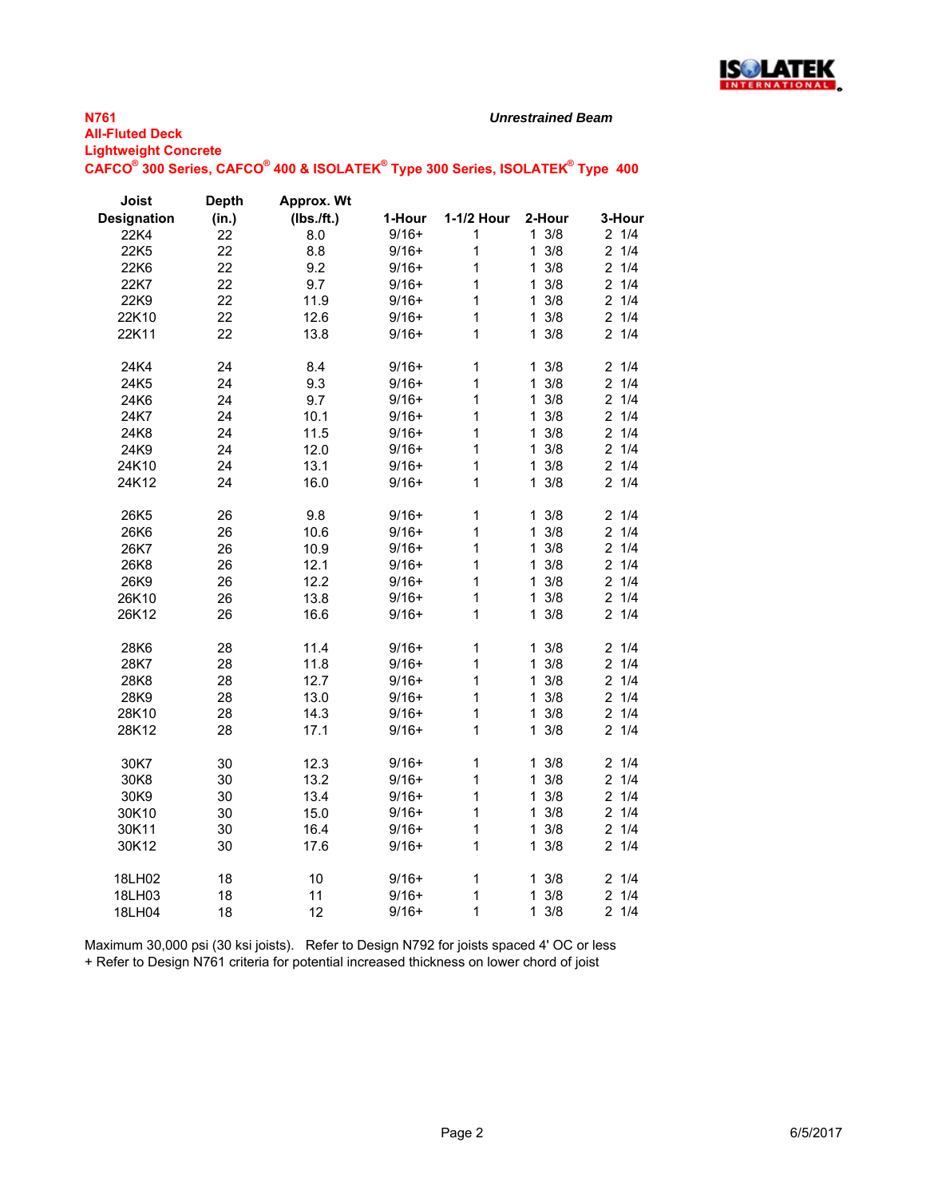**N761**
**All-Fluted Deck**
**Lightweight Concrete**
**CAFCO® 300 Series, CAFCO® 400 & ISOLATEK® Type 300 Series, ISOLATEK® Type 400**

***Unrestrained Beam***

| Joist Designation | Depth (in.) | Approx. Wt (lbs./ft.) | 1-Hour | 1-1/2 Hour | 2-Hour | 3-Hour |
|---|---|---|---|---|---|---|
| 22K4 | 22 | 8.0 | 9/16+ | 1 | 1 3/8 | 2 1/4 |
| 22K5 | 22 | 8.8 | 9/16+ | 1 | 1 3/8 | 2 1/4 |
| 22K6 | 22 | 9.2 | 9/16+ | 1 | 1 3/8 | 2 1/4 |
| 22K7 | 22 | 9.7 | 9/16+ | 1 | 1 3/8 | 2 1/4 |
| 22K9 | 22 | 11.9 | 9/16+ | 1 | 1 3/8 | 2 1/4 |
| 22K10 | 22 | 12.6 | 9/16+ | 1 | 1 3/8 | 2 1/4 |
| 22K11 | 22 | 13.8 | 9/16+ | 1 | 1 3/8 | 2 1/4 |
| | | | | | | |
| 24K4 | 24 | 8.4 | 9/16+ | 1 | 1 3/8 | 2 1/4 |
| 24K5 | 24 | 9.3 | 9/16+ | 1 | 1 3/8 | 2 1/4 |
| 24K6 | 24 | 9.7 | 9/16+ | 1 | 1 3/8 | 2 1/4 |
| 24K7 | 24 | 10.1 | 9/16+ | 1 | 1 3/8 | 2 1/4 |
| 24K8 | 24 | 11.5 | 9/16+ | 1 | 1 3/8 | 2 1/4 |
| 24K9 | 24 | 12.0 | 9/16+ | 1 | 1 3/8 | 2 1/4 |
| 24K10 | 24 | 13.1 | 9/16+ | 1 | 1 3/8 | 2 1/4 |
| 24K12 | 24 | 16.0 | 9/16+ | 1 | 1 3/8 | 2 1/4 |
| | | | | | | |
| 26K5 | 26 | 9.8 | 9/16+ | 1 | 1 3/8 | 2 1/4 |
| 26K6 | 26 | 10.6 | 9/16+ | 1 | 1 3/8 | 2 1/4 |
| 26K7 | 26 | 10.9 | 9/16+ | 1 | 1 3/8 | 2 1/4 |
| 26K8 | 26 | 12.1 | 9/16+ | 1 | 1 3/8 | 2 1/4 |
| 26K9 | 26 | 12.2 | 9/16+ | 1 | 1 3/8 | 2 1/4 |
| 26K10 | 26 | 13.8 | 9/16+ | 1 | 1 3/8 | 2 1/4 |
| 26K12 | 26 | 16.6 | 9/16+ | 1 | 1 3/8 | 2 1/4 |
| | | | | | | |
| 28K6 | 28 | 11.4 | 9/16+ | 1 | 1 3/8 | 2 1/4 |
| 28K7 | 28 | 11.8 | 9/16+ | 1 | 1 3/8 | 2 1/4 |
| 28K8 | 28 | 12.7 | 9/16+ | 1 | 1 3/8 | 2 1/4 |
| 28K9 | 28 | 13.0 | 9/16+ | 1 | 1 3/8 | 2 1/4 |
| 28K10 | 28 | 14.3 | 9/16+ | 1 | 1 3/8 | 2 1/4 |
| 28K12 | 28 | 17.1 | 9/16+ | 1 | 1 3/8 | 2 1/4 |
| | | | | | | |
| 30K7 | 30 | 12.3 | 9/16+ | 1 | 1 3/8 | 2 1/4 |
| 30K8 | 30 | 13.2 | 9/16+ | 1 | 1 3/8 | 2 1/4 |
| 30K9 | 30 | 13.4 | 9/16+ | 1 | 1 3/8 | 2 1/4 |
| 30K10 | 30 | 15.0 | 9/16+ | 1 | 1 3/8 | 2 1/4 |
| 30K11 | 30 | 16.4 | 9/16+ | 1 | 1 3/8 | 2 1/4 |
| 30K12 | 30 | 17.6 | 9/16+ | 1 | 1 3/8 | 2 1/4 |
| | | | | | | |
| 18LH02 | 18 | 10 | 9/16+ | 1 | 1 3/8 | 2 1/4 |
| 18LH03 | 18 | 11 | 9/16+ | 1 | 1 3/8 | 2 1/4 |
| 18LH04 | 18 | 12 | 9/16+ | 1 | 1 3/8 | 2 1/4 |

Maximum 30,000 psi (30 ksi joists). Refer to Design N792 for joists spaced 4' OC or less
+ Refer to Design N761 criteria for potential increased thickness on lower chord of joist

6/5/2017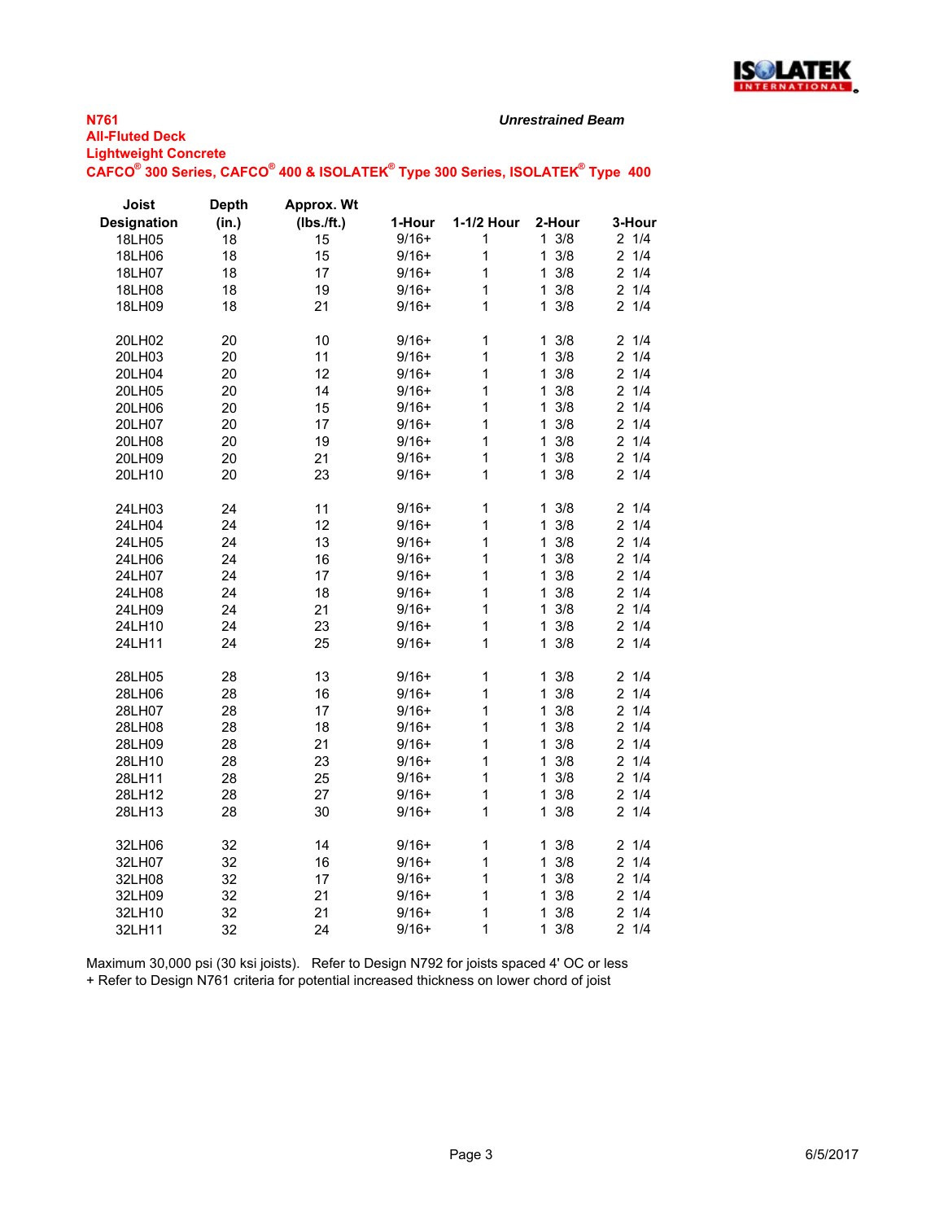**N761**

**All-Fluted Deck**

**Lightweight Concrete**

**CAFCO® 300 Series, CAFCO® 400 & ISOLATEK® Type 300 Series, ISOLATEK® Type 400**

***Unrestrained Beam***

| Joist Designation | Depth (in.) | Approx. Wt (lbs./ft.) | 1-Hour | 1-1/2 Hour | 2-Hour | 3-Hour |
|---|---|---|---|---|---|---|
| 18LH05 | 18 | 15 | 9/16+ | 1 | 1 3/8 | 2 1/4 |
| 18LH06 | 18 | 15 | 9/16+ | 1 | 1 3/8 | 2 1/4 |
| 18LH07 | 18 | 17 | 9/16+ | 1 | 1 3/8 | 2 1/4 |
| 18LH08 | 18 | 19 | 9/16+ | 1 | 1 3/8 | 2 1/4 |
| 18LH09 | 18 | 21 | 9/16+ | 1 | 1 3/8 | 2 1/4 |
| | | | | | | |
| 20LH02 | 20 | 10 | 9/16+ | 1 | 1 3/8 | 2 1/4 |
| 20LH03 | 20 | 11 | 9/16+ | 1 | 1 3/8 | 2 1/4 |
| 20LH04 | 20 | 12 | 9/16+ | 1 | 1 3/8 | 2 1/4 |
| 20LH05 | 20 | 14 | 9/16+ | 1 | 1 3/8 | 2 1/4 |
| 20LH06 | 20 | 15 | 9/16+ | 1 | 1 3/8 | 2 1/4 |
| 20LH07 | 20 | 17 | 9/16+ | 1 | 1 3/8 | 2 1/4 |
| 20LH08 | 20 | 19 | 9/16+ | 1 | 1 3/8 | 2 1/4 |
| 20LH09 | 20 | 21 | 9/16+ | 1 | 1 3/8 | 2 1/4 |
| 20LH10 | 20 | 23 | 9/16+ | 1 | 1 3/8 | 2 1/4 |
| | | | | | | |
| 24LH03 | 24 | 11 | 9/16+ | 1 | 1 3/8 | 2 1/4 |
| 24LH04 | 24 | 12 | 9/16+ | 1 | 1 3/8 | 2 1/4 |
| 24LH05 | 24 | 13 | 9/16+ | 1 | 1 3/8 | 2 1/4 |
| 24LH06 | 24 | 16 | 9/16+ | 1 | 1 3/8 | 2 1/4 |
| 24LH07 | 24 | 17 | 9/16+ | 1 | 1 3/8 | 2 1/4 |
| 24LH08 | 24 | 18 | 9/16+ | 1 | 1 3/8 | 2 1/4 |
| 24LH09 | 24 | 21 | 9/16+ | 1 | 1 3/8 | 2 1/4 |
| 24LH10 | 24 | 23 | 9/16+ | 1 | 1 3/8 | 2 1/4 |
| 24LH11 | 24 | 25 | 9/16+ | 1 | 1 3/8 | 2 1/4 |
| | | | | | | |
| 28LH05 | 28 | 13 | 9/16+ | 1 | 1 3/8 | 2 1/4 |
| 28LH06 | 28 | 16 | 9/16+ | 1 | 1 3/8 | 2 1/4 |
| 28LH07 | 28 | 17 | 9/16+ | 1 | 1 3/8 | 2 1/4 |
| 28LH08 | 28 | 18 | 9/16+ | 1 | 1 3/8 | 2 1/4 |
| 28LH09 | 28 | 21 | 9/16+ | 1 | 1 3/8 | 2 1/4 |
| 28LH10 | 28 | 23 | 9/16+ | 1 | 1 3/8 | 2 1/4 |
| 28LH11 | 28 | 25 | 9/16+ | 1 | 1 3/8 | 2 1/4 |
| 28LH12 | 28 | 27 | 9/16+ | 1 | 1 3/8 | 2 1/4 |
| 28LH13 | 28 | 30 | 9/16+ | 1 | 1 3/8 | 2 1/4 |
| | | | | | | |
| 32LH06 | 32 | 14 | 9/16+ | 1 | 1 3/8 | 2 1/4 |
| 32LH07 | 32 | 16 | 9/16+ | 1 | 1 3/8 | 2 1/4 |
| 32LH08 | 32 | 17 | 9/16+ | 1 | 1 3/8 | 2 1/4 |
| 32LH09 | 32 | 21 | 9/16+ | 1 | 1 3/8 | 2 1/4 |
| 32LH10 | 32 | 21 | 9/16+ | 1 | 1 3/8 | 2 1/4 |
| 32LH11 | 32 | 24 | 9/16+ | 1 | 1 3/8 | 2 1/4 |

Maximum 30,000 psi (30 ksi joists). Refer to Design N792 for joists spaced 4' OC or less

+ Refer to Design N761 criteria for potential increased thickness on lower chord of joist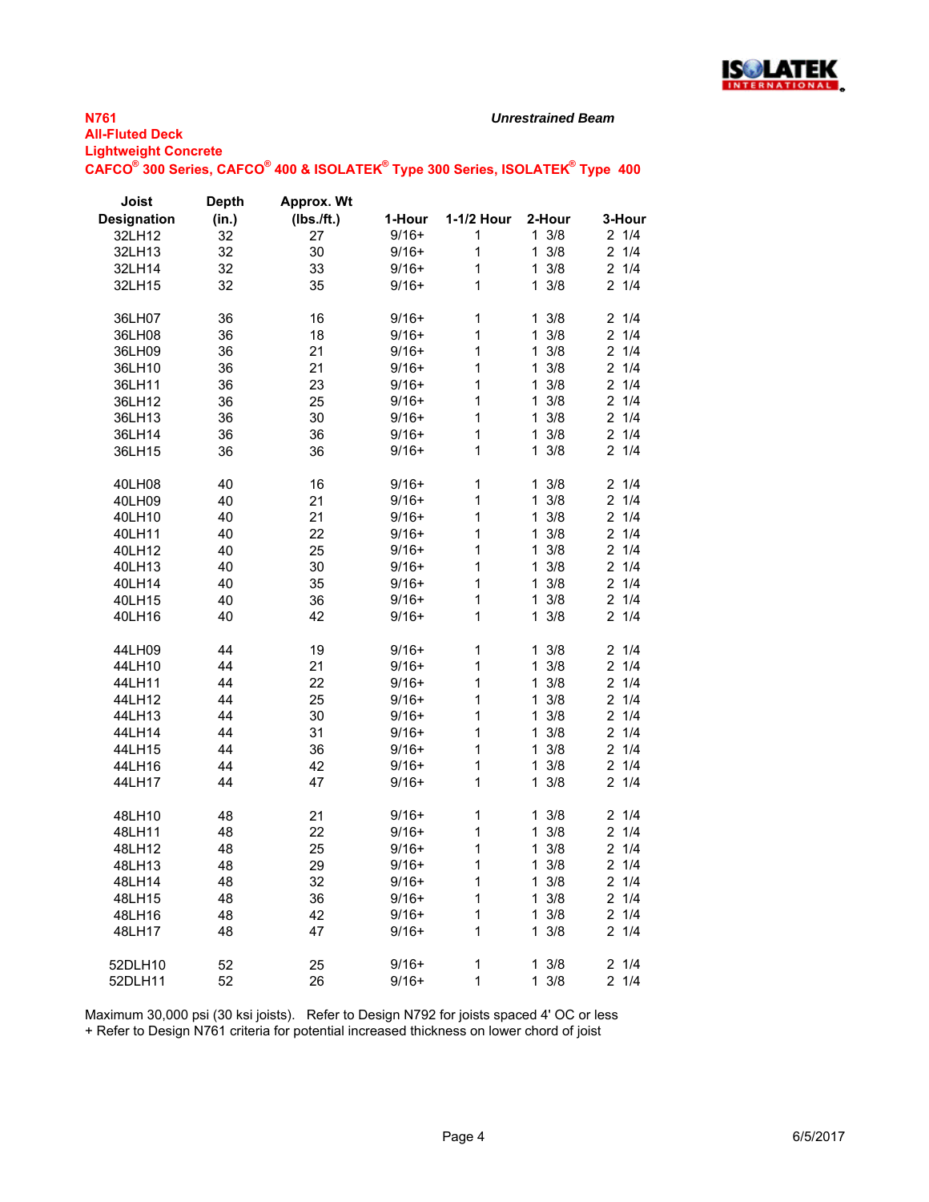**N761**
**All-Fluted Deck**
**Lightweight Concrete**
**CAFCO® 300 Series, CAFCO® 400 & ISOLATEK® Type 300 Series, ISOLATEK® Type 400**

***Unrestrained Beam***

| Joist Designation | Depth (in.) | Approx. Wt (lbs./ft.) | 1-Hour | 1-1/2 Hour | 2-Hour | 3-Hour |
|---|---|---|---|---|---|---|
| 32LH12 | 32 | 27 | 9/16+ | 1 | 1 3/8 | 2 1/4 |
| 32LH13 | 32 | 30 | 9/16+ | 1 | 1 3/8 | 2 1/4 |
| 32LH14 | 32 | 33 | 9/16+ | 1 | 1 3/8 | 2 1/4 |
| 32LH15 | 32 | 35 | 9/16+ | 1 | 1 3/8 | 2 1/4 |
| | | | | | | |
| 36LH07 | 36 | 16 | 9/16+ | 1 | 1 3/8 | 2 1/4 |
| 36LH08 | 36 | 18 | 9/16+ | 1 | 1 3/8 | 2 1/4 |
| 36LH09 | 36 | 21 | 9/16+ | 1 | 1 3/8 | 2 1/4 |
| 36LH10 | 36 | 21 | 9/16+ | 1 | 1 3/8 | 2 1/4 |
| 36LH11 | 36 | 23 | 9/16+ | 1 | 1 3/8 | 2 1/4 |
| 36LH12 | 36 | 25 | 9/16+ | 1 | 1 3/8 | 2 1/4 |
| 36LH13 | 36 | 30 | 9/16+ | 1 | 1 3/8 | 2 1/4 |
| 36LH14 | 36 | 36 | 9/16+ | 1 | 1 3/8 | 2 1/4 |
| 36LH15 | 36 | 36 | 9/16+ | 1 | 1 3/8 | 2 1/4 |
| | | | | | | |
| 40LH08 | 40 | 16 | 9/16+ | 1 | 1 3/8 | 2 1/4 |
| 40LH09 | 40 | 21 | 9/16+ | 1 | 1 3/8 | 2 1/4 |
| 40LH10 | 40 | 21 | 9/16+ | 1 | 1 3/8 | 2 1/4 |
| 40LH11 | 40 | 22 | 9/16+ | 1 | 1 3/8 | 2 1/4 |
| 40LH12 | 40 | 25 | 9/16+ | 1 | 1 3/8 | 2 1/4 |
| 40LH13 | 40 | 30 | 9/16+ | 1 | 1 3/8 | 2 1/4 |
| 40LH14 | 40 | 35 | 9/16+ | 1 | 1 3/8 | 2 1/4 |
| 40LH15 | 40 | 36 | 9/16+ | 1 | 1 3/8 | 2 1/4 |
| 40LH16 | 40 | 42 | 9/16+ | 1 | 1 3/8 | 2 1/4 |
| | | | | | | |
| 44LH09 | 44 | 19 | 9/16+ | 1 | 1 3/8 | 2 1/4 |
| 44LH10 | 44 | 21 | 9/16+ | 1 | 1 3/8 | 2 1/4 |
| 44LH11 | 44 | 22 | 9/16+ | 1 | 1 3/8 | 2 1/4 |
| 44LH12 | 44 | 25 | 9/16+ | 1 | 1 3/8 | 2 1/4 |
| 44LH13 | 44 | 30 | 9/16+ | 1 | 1 3/8 | 2 1/4 |
| 44LH14 | 44 | 31 | 9/16+ | 1 | 1 3/8 | 2 1/4 |
| 44LH15 | 44 | 36 | 9/16+ | 1 | 1 3/8 | 2 1/4 |
| 44LH16 | 44 | 42 | 9/16+ | 1 | 1 3/8 | 2 1/4 |
| 44LH17 | 44 | 47 | 9/16+ | 1 | 1 3/8 | 2 1/4 |
| | | | | | | |
| 48LH10 | 48 | 21 | 9/16+ | 1 | 1 3/8 | 2 1/4 |
| 48LH11 | 48 | 22 | 9/16+ | 1 | 1 3/8 | 2 1/4 |
| 48LH12 | 48 | 25 | 9/16+ | 1 | 1 3/8 | 2 1/4 |
| 48LH13 | 48 | 29 | 9/16+ | 1 | 1 3/8 | 2 1/4 |
| 48LH14 | 48 | 32 | 9/16+ | 1 | 1 3/8 | 2 1/4 |
| 48LH15 | 48 | 36 | 9/16+ | 1 | 1 3/8 | 2 1/4 |
| 48LH16 | 48 | 42 | 9/16+ | 1 | 1 3/8 | 2 1/4 |
| 48LH17 | 48 | 47 | 9/16+ | 1 | 1 3/8 | 2 1/4 |
| | | | | | | |
| 52DLH10 | 52 | 25 | 9/16+ | 1 | 1 3/8 | 2 1/4 |
| 52DLH11 | 52 | 26 | 9/16+ | 1 | 1 3/8 | 2 1/4 |

Maximum 30,000 psi (30 ksi joists). Refer to Design N792 for joists spaced 4' OC or less
+ Refer to Design N761 criteria for potential increased thickness on lower chord of joist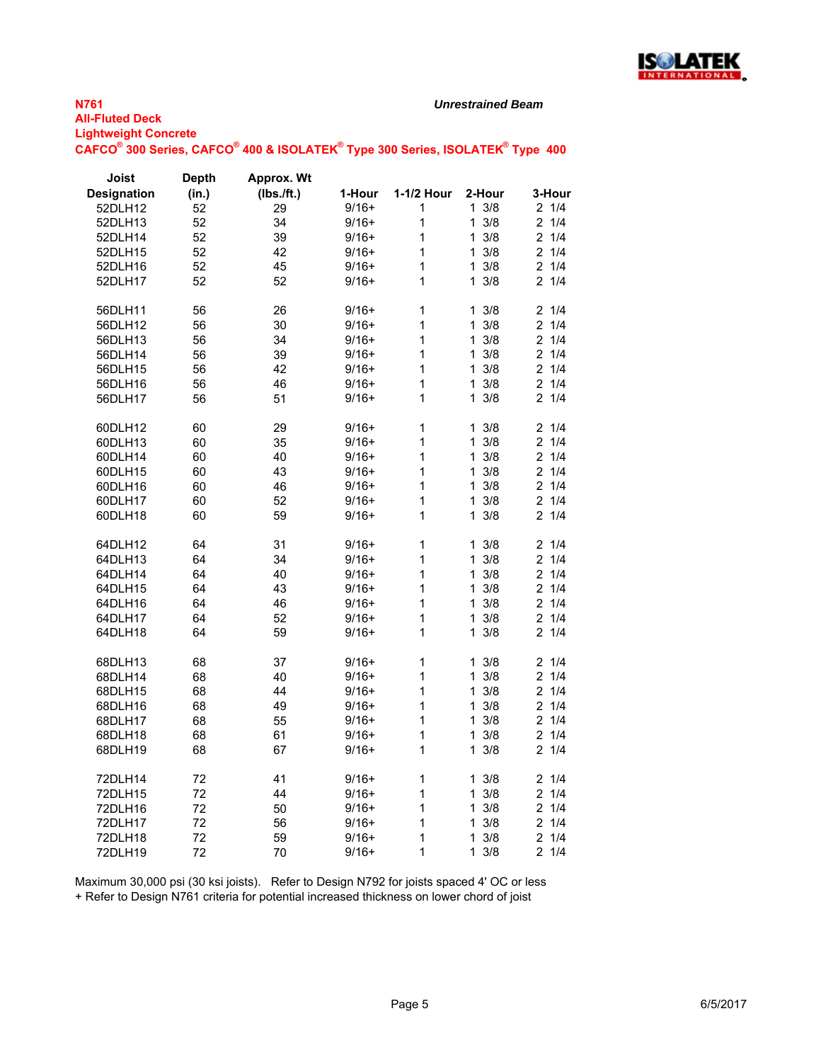**N761**

***Unrestrained Beam***

**All-Fluted Deck**

**Lightweight Concrete**

**CAFCO® 300 Series, CAFCO® 400 & ISOLATEK® Type 300 Series, ISOLATEK® Type 400**

| Joist Designation | Depth (in.) | Approx. Wt (lbs./ft.) | 1-Hour | 1-1/2 Hour | 2-Hour | 3-Hour |
|---|---|---|---|---|---|---|
| 52DLH12 | 52 | 29 | 9/16+ | 1 | 1 3/8 | 2 1/4 |
| 52DLH13 | 52 | 34 | 9/16+ | 1 | 1 3/8 | 2 1/4 |
| 52DLH14 | 52 | 39 | 9/16+ | 1 | 1 3/8 | 2 1/4 |
| 52DLH15 | 52 | 42 | 9/16+ | 1 | 1 3/8 | 2 1/4 |
| 52DLH16 | 52 | 45 | 9/16+ | 1 | 1 3/8 | 2 1/4 |
| 52DLH17 | 52 | 52 | 9/16+ | 1 | 1 3/8 | 2 1/4 |
| | | | | | | |
| 56DLH11 | 56 | 26 | 9/16+ | 1 | 1 3/8 | 2 1/4 |
| 56DLH12 | 56 | 30 | 9/16+ | 1 | 1 3/8 | 2 1/4 |
| 56DLH13 | 56 | 34 | 9/16+ | 1 | 1 3/8 | 2 1/4 |
| 56DLH14 | 56 | 39 | 9/16+ | 1 | 1 3/8 | 2 1/4 |
| 56DLH15 | 56 | 42 | 9/16+ | 1 | 1 3/8 | 2 1/4 |
| 56DLH16 | 56 | 46 | 9/16+ | 1 | 1 3/8 | 2 1/4 |
| 56DLH17 | 56 | 51 | 9/16+ | 1 | 1 3/8 | 2 1/4 |
| | | | | | | |
| 60DLH12 | 60 | 29 | 9/16+ | 1 | 1 3/8 | 2 1/4 |
| 60DLH13 | 60 | 35 | 9/16+ | 1 | 1 3/8 | 2 1/4 |
| 60DLH14 | 60 | 40 | 9/16+ | 1 | 1 3/8 | 2 1/4 |
| 60DLH15 | 60 | 43 | 9/16+ | 1 | 1 3/8 | 2 1/4 |
| 60DLH16 | 60 | 46 | 9/16+ | 1 | 1 3/8 | 2 1/4 |
| 60DLH17 | 60 | 52 | 9/16+ | 1 | 1 3/8 | 2 1/4 |
| 60DLH18 | 60 | 59 | 9/16+ | 1 | 1 3/8 | 2 1/4 |
| | | | | | | |
| 64DLH12 | 64 | 31 | 9/16+ | 1 | 1 3/8 | 2 1/4 |
| 64DLH13 | 64 | 34 | 9/16+ | 1 | 1 3/8 | 2 1/4 |
| 64DLH14 | 64 | 40 | 9/16+ | 1 | 1 3/8 | 2 1/4 |
| 64DLH15 | 64 | 43 | 9/16+ | 1 | 1 3/8 | 2 1/4 |
| 64DLH16 | 64 | 46 | 9/16+ | 1 | 1 3/8 | 2 1/4 |
| 64DLH17 | 64 | 52 | 9/16+ | 1 | 1 3/8 | 2 1/4 |
| 64DLH18 | 64 | 59 | 9/16+ | 1 | 1 3/8 | 2 1/4 |
| | | | | | | |
| 68DLH13 | 68 | 37 | 9/16+ | 1 | 1 3/8 | 2 1/4 |
| 68DLH14 | 68 | 40 | 9/16+ | 1 | 1 3/8 | 2 1/4 |
| 68DLH15 | 68 | 44 | 9/16+ | 1 | 1 3/8 | 2 1/4 |
| 68DLH16 | 68 | 49 | 9/16+ | 1 | 1 3/8 | 2 1/4 |
| 68DLH17 | 68 | 55 | 9/16+ | 1 | 1 3/8 | 2 1/4 |
| 68DLH18 | 68 | 61 | 9/16+ | 1 | 1 3/8 | 2 1/4 |
| 68DLH19 | 68 | 67 | 9/16+ | 1 | 1 3/8 | 2 1/4 |
| | | | | | | |
| 72DLH14 | 72 | 41 | 9/16+ | 1 | 1 3/8 | 2 1/4 |
| 72DLH15 | 72 | 44 | 9/16+ | 1 | 1 3/8 | 2 1/4 |
| 72DLH16 | 72 | 50 | 9/16+ | 1 | 1 3/8 | 2 1/4 |
| 72DLH17 | 72 | 56 | 9/16+ | 1 | 1 3/8 | 2 1/4 |
| 72DLH18 | 72 | 59 | 9/16+ | 1 | 1 3/8 | 2 1/4 |
| 72DLH19 | 72 | 70 | 9/16+ | 1 | 1 3/8 | 2 1/4 |

Maximum 30,000 psi (30 ksi joists). Refer to Design N792 for joists spaced 4' OC or less

+ Refer to Design N761 criteria for potential increased thickness on lower chord of joist

6/5/2017